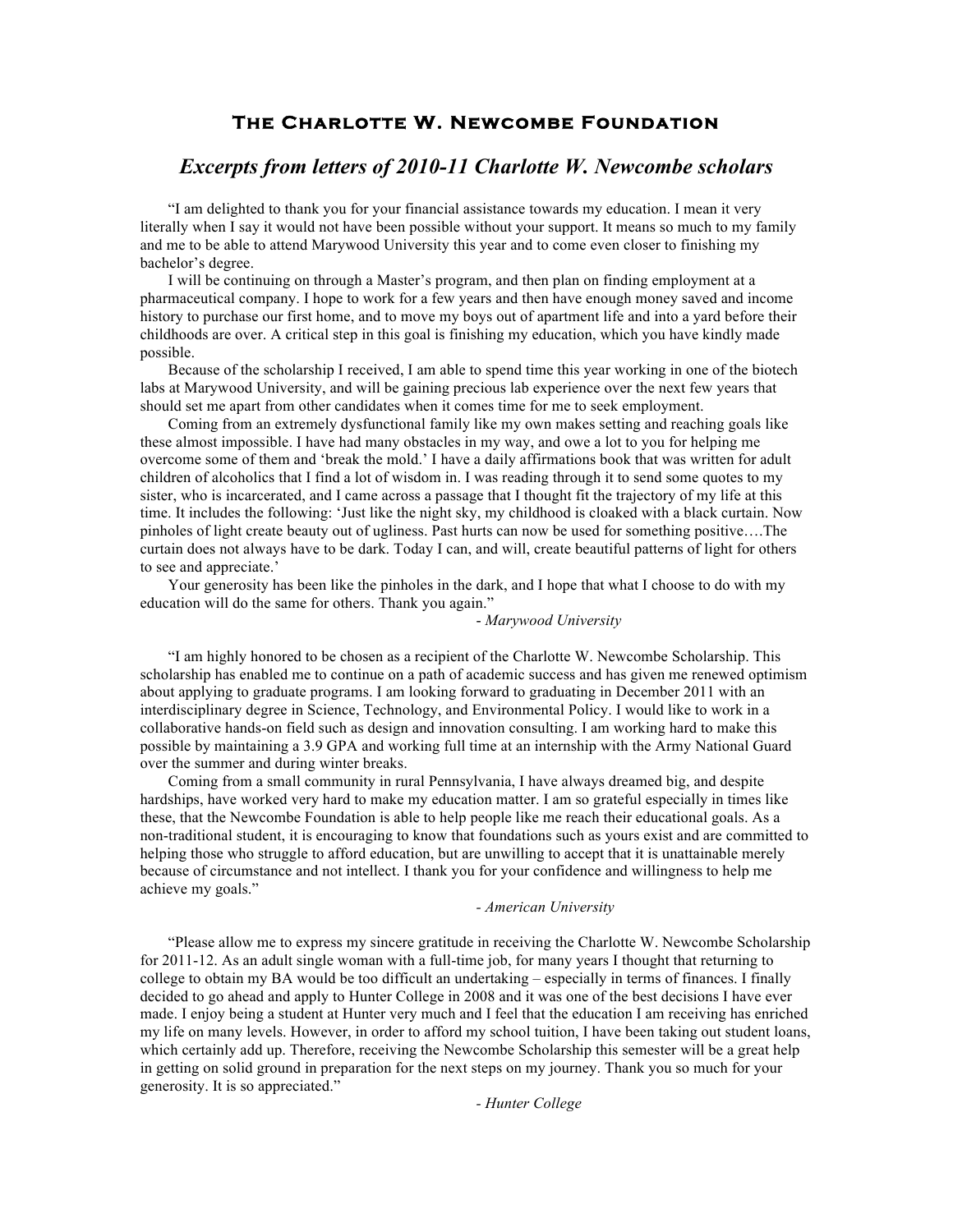# The Charlotte W. Newcombe Foundation

## *Excerpts from letters of 2010-11 Charlotte W. Newcombe scholars*

"I am delighted to thank you for your financial assistance towards my education. I mean it very literally when I say it would not have been possible without your support. It means so much to my family and me to be able to attend Marywood University this year and to come even closer to finishing my bachelor's degree.

I will be continuing on through a Master's program, and then plan on finding employment at a pharmaceutical company. I hope to work for a few years and then have enough money saved and income history to purchase our first home, and to move my boys out of apartment life and into a yard before their childhoods are over. A critical step in this goal is finishing my education, which you have kindly made possible.

Because of the scholarship I received, I am able to spend time this year working in one of the biotech labs at Marywood University, and will be gaining precious lab experience over the next few years that should set me apart from other candidates when it comes time for me to seek employment.

Coming from an extremely dysfunctional family like my own makes setting and reaching goals like these almost impossible. I have had many obstacles in my way, and owe a lot to you for helping me overcome some of them and 'break the mold.' I have a daily affirmations book that was written for adult children of alcoholics that I find a lot of wisdom in. I was reading through it to send some quotes to my sister, who is incarcerated, and I came across a passage that I thought fit the trajectory of my life at this time. It includes the following: 'Just like the night sky, my childhood is cloaked with a black curtain. Now pinholes of light create beauty out of ugliness. Past hurts can now be used for something positive….The curtain does not always have to be dark. Today I can, and will, create beautiful patterns of light for others to see and appreciate.'

Your generosity has been like the pinholes in the dark, and I hope that what I choose to do with my education will do the same for others. Thank you again."

\- *Marywood University*

"I am highly honored to be chosen as a recipient of the Charlotte W. Newcombe Scholarship. This scholarship has enabled me to continue on a path of academic success and has given me renewed optimism about applying to graduate programs. I am looking forward to graduating in December 2011 with an interdisciplinary degree in Science, Technology, and Environmental Policy. I would like to work in a collaborative hands-on field such as design and innovation consulting. I am working hard to make this possible by maintaining a 3.9 GPA and working full time at an internship with the Army National Guard over the summer and during winter breaks.

Coming from a small community in rural Pennsylvania, I have always dreamed big, and despite hardships, have worked very hard to make my education matter. I am so grateful especially in times like these, that the Newcombe Foundation is able to help people like me reach their educational goals. As a non-traditional student, it is encouraging to know that foundations such as yours exist and are committed to helping those who struggle to afford education, but are unwilling to accept that it is unattainable merely because of circumstance and not intellect. I thank you for your confidence and willingness to help me achieve my goals."

*- American University*

"Please allow me to express my sincere gratitude in receiving the Charlotte W. Newcombe Scholarship for 2011-12. As an adult single woman with a full-time job, for many years I thought that returning to college to obtain my BA would be too difficult an undertaking – especially in terms of finances. I finally decided to go ahead and apply to Hunter College in 2008 and it was one of the best decisions I have ever made. I enjoy being a student at Hunter very much and I feel that the education I am receiving has enriched my life on many levels. However, in order to afford my school tuition, I have been taking out student loans, which certainly add up. Therefore, receiving the Newcombe Scholarship this semester will be a great help in getting on solid ground in preparation for the next steps on my journey. Thank you so much for your generosity. It is so appreciated."

*- Hunter College*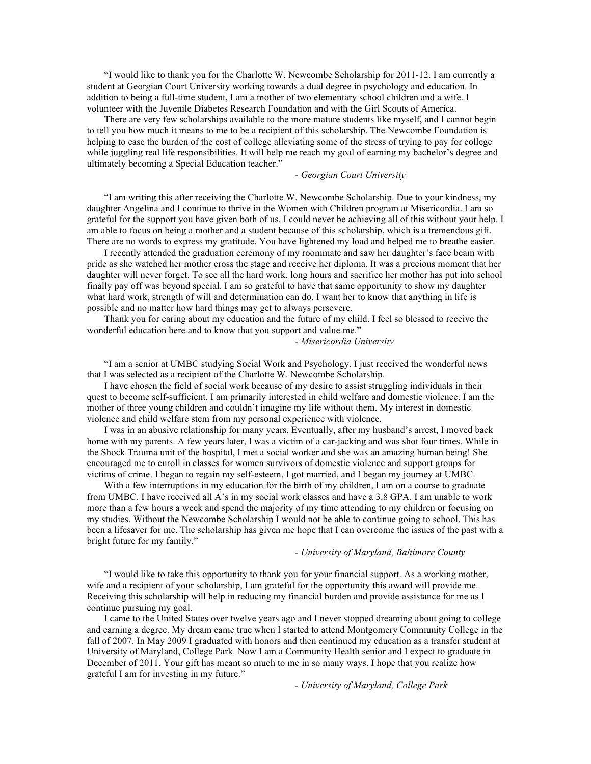"I would like to thank you for the Charlotte W. Newcombe Scholarship for 2011-12. I am currently a student at Georgian Court University working towards a dual degree in psychology and education. In addition to being a full-time student, I am a mother of two elementary school children and a wife. I volunteer with the Juvenile Diabetes Research Foundation and with the Girl Scouts of America.

There are very few scholarships available to the more mature students like myself, and I cannot begin to tell you how much it means to me to be a recipient of this scholarship. The Newcombe Foundation is helping to ease the burden of the cost of college alleviating some of the stress of trying to pay for college while juggling real life responsibilities. It will help me reach my goal of earning my bachelor's degree and ultimately becoming a Special Education teacher."

*- Georgian Court University*

"I am writing this after receiving the Charlotte W. Newcombe Scholarship. Due to your kindness, my daughter Angelina and I continue to thrive in the Women with Children program at Misericordia. I am so grateful for the support you have given both of us. I could never be achieving all of this without your help. I am able to focus on being a mother and a student because of this scholarship, which is a tremendous gift. There are no words to express my gratitude. You have lightened my load and helped me to breathe easier.

I recently attended the graduation ceremony of my roommate and saw her daughter's face beam with pride as she watched her mother cross the stage and receive her diploma. It was a precious moment that her daughter will never forget. To see all the hard work, long hours and sacrifice her mother has put into school finally pay off was beyond special. I am so grateful to have that same opportunity to show my daughter what hard work, strength of will and determination can do. I want her to know that anything in life is possible and no matter how hard things may get to always persevere.

Thank you for caring about my education and the future of my child. I feel so blessed to receive the wonderful education here and to know that you support and value me."

*- Misericordia University*

"I am a senior at UMBC studying Social Work and Psychology. I just received the wonderful news that I was selected as a recipient of the Charlotte W. Newcombe Scholarship.

I have chosen the field of social work because of my desire to assist struggling individuals in their quest to become self-sufficient. I am primarily interested in child welfare and domestic violence. I am the mother of three young children and couldn't imagine my life without them. My interest in domestic violence and child welfare stem from my personal experience with violence.

I was in an abusive relationship for many years. Eventually, after my husband's arrest, I moved back home with my parents. A few years later, I was a victim of a car-jacking and was shot four times. While in the Shock Trauma unit of the hospital, I met a social worker and she was an amazing human being! She encouraged me to enroll in classes for women survivors of domestic violence and support groups for victims of crime. I began to regain my self-esteem, I got married, and I began my journey at UMBC.

With a few interruptions in my education for the birth of my children, I am on a course to graduate from UMBC. I have received all A's in my social work classes and have a 3.8 GPA. I am unable to work more than a few hours a week and spend the majority of my time attending to my children or focusing on my studies. Without the Newcombe Scholarship I would not be able to continue going to school. This has been a lifesaver for me. The scholarship has given me hope that I can overcome the issues of the past with a bright future for my family."

*- University of Maryland, Baltimore County*

"I would like to take this opportunity to thank you for your financial support. As a working mother, wife and a recipient of your scholarship, I am grateful for the opportunity this award will provide me. Receiving this scholarship will help in reducing my financial burden and provide assistance for me as I continue pursuing my goal.

I came to the United States over twelve years ago and I never stopped dreaming about going to college and earning a degree. My dream came true when I started to attend Montgomery Community College in the fall of 2007. In May 2009 I graduated with honors and then continued my education as a transfer student at University of Maryland, College Park. Now I am a Community Health senior and I expect to graduate in December of 2011. Your gift has meant so much to me in so many ways. I hope that you realize how grateful I am for investing in my future."

*- University of Maryland, College Park*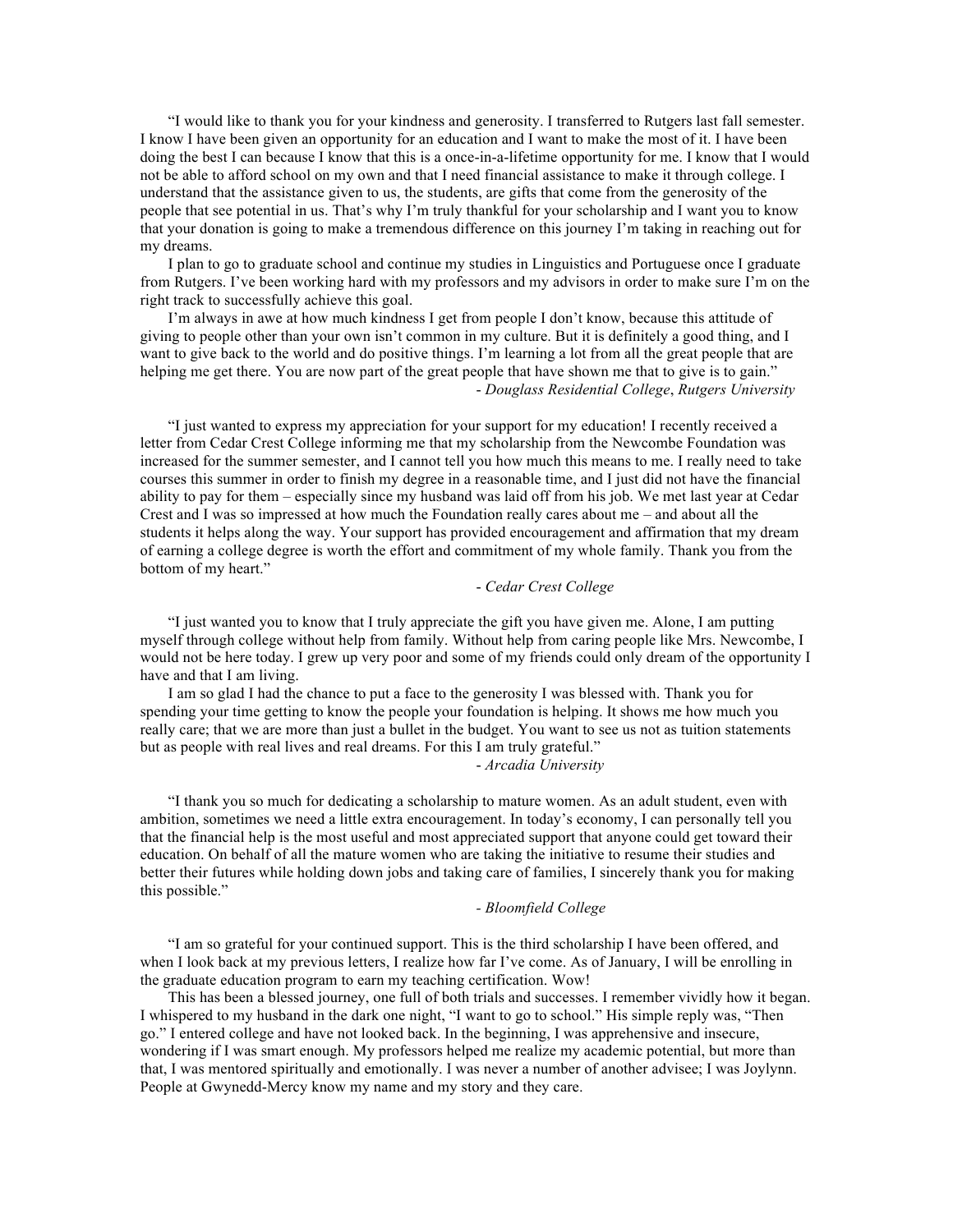"I would like to thank you for your kindness and generosity. I transferred to Rutgers last fall semester. I know I have been given an opportunity for an education and I want to make the most of it. I have been doing the best I can because I know that this is a once-in-a-lifetime opportunity for me. I know that I would not be able to afford school on my own and that I need financial assistance to make it through college. I understand that the assistance given to us, the students, are gifts that come from the generosity of the people that see potential in us. That's why I'm truly thankful for your scholarship and I want you to know that your donation is going to make a tremendous difference on this journey I'm taking in reaching out for my dreams.

I plan to go to graduate school and continue my studies in Linguistics and Portuguese once I graduate from Rutgers. I've been working hard with my professors and my advisors in order to make sure I'm on the right track to successfully achieve this goal.

I'm always in awe at how much kindness I get from people I don't know, because this attitude of giving to people other than your own isn't common in my culture. But it is definitely a good thing, and I want to give back to the world and do positive things. I'm learning a lot from all the great people that are helping me get there. You are now part of the great people that have shown me that to give is to gain."

*- Douglass Residential College*, *Rutgers University*

"I just wanted to express my appreciation for your support for my education! I recently received a letter from Cedar Crest College informing me that my scholarship from the Newcombe Foundation was increased for the summer semester, and I cannot tell you how much this means to me. I really need to take courses this summer in order to finish my degree in a reasonable time, and I just did not have the financial ability to pay for them – especially since my husband was laid off from his job. We met last year at Cedar Crest and I was so impressed at how much the Foundation really cares about me – and about all the students it helps along the way. Your support has provided encouragement and affirmation that my dream of earning a college degree is worth the effort and commitment of my whole family. Thank you from the bottom of my heart."

*- Cedar Crest College*

"I just wanted you to know that I truly appreciate the gift you have given me. Alone, I am putting myself through college without help from family. Without help from caring people like Mrs. Newcombe, I would not be here today. I grew up very poor and some of my friends could only dream of the opportunity I have and that I am living.

I am so glad I had the chance to put a face to the generosity I was blessed with. Thank you for spending your time getting to know the people your foundation is helping. It shows me how much you really care; that we are more than just a bullet in the budget. You want to see us not as tuition statements but as people with real lives and real dreams. For this I am truly grateful."

*- Arcadia University*

"I thank you so much for dedicating a scholarship to mature women. As an adult student, even with ambition, sometimes we need a little extra encouragement. In today's economy, I can personally tell you that the financial help is the most useful and most appreciated support that anyone could get toward their education. On behalf of all the mature women who are taking the initiative to resume their studies and better their futures while holding down jobs and taking care of families, I sincerely thank you for making this possible."

*- Bloomfield College*

"I am so grateful for your continued support. This is the third scholarship I have been offered, and when I look back at my previous letters, I realize how far I've come. As of January, I will be enrolling in the graduate education program to earn my teaching certification. Wow!

This has been a blessed journey, one full of both trials and successes. I remember vividly how it began. I whispered to my husband in the dark one night, "I want to go to school." His simple reply was, "Then go." I entered college and have not looked back. In the beginning, I was apprehensive and insecure, wondering if I was smart enough. My professors helped me realize my academic potential, but more than that, I was mentored spiritually and emotionally. I was never a number of another advisee; I was Joylynn. People at Gwynedd-Mercy know my name and my story and they care.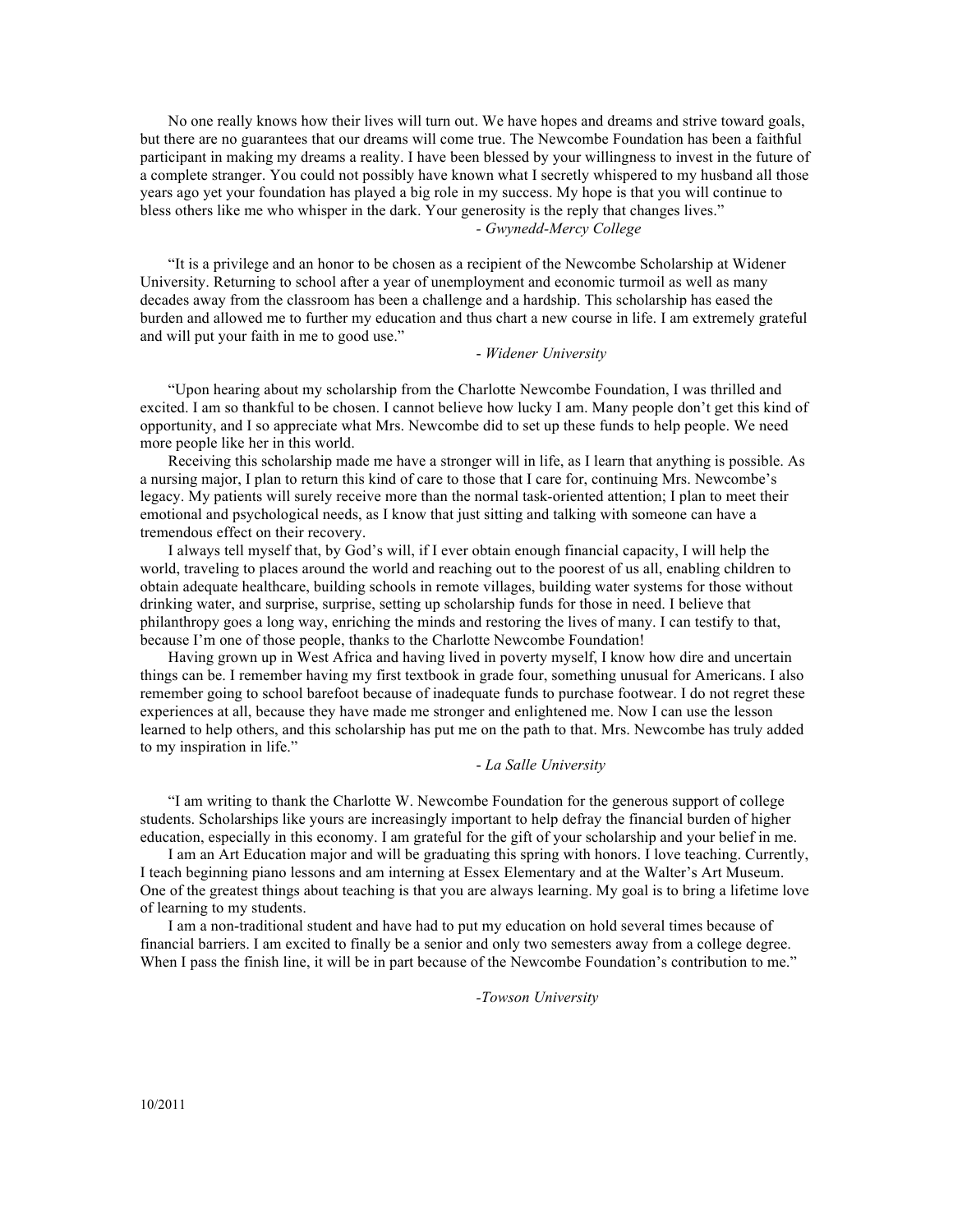No one really knows how their lives will turn out. We have hopes and dreams and strive toward goals, but there are no guarantees that our dreams will come true. The Newcombe Foundation has been a faithful participant in making my dreams a reality. I have been blessed by your willingness to invest in the future of a complete stranger. You could not possibly have known what I secretly whispered to my husband all those years ago yet your foundation has played a big role in my success. My hope is that you will continue to bless others like me who whisper in the dark. Your generosity is the reply that changes lives."

*- Gwynedd-Mercy College*

"It is a privilege and an honor to be chosen as a recipient of the Newcombe Scholarship at Widener University. Returning to school after a year of unemployment and economic turmoil as well as many decades away from the classroom has been a challenge and a hardship. This scholarship has eased the burden and allowed me to further my education and thus chart a new course in life. I am extremely grateful and will put your faith in me to good use."

*- Widener University*

"Upon hearing about my scholarship from the Charlotte Newcombe Foundation, I was thrilled and excited. I am so thankful to be chosen. I cannot believe how lucky I am. Many people don't get this kind of opportunity, and I so appreciate what Mrs. Newcombe did to set up these funds to help people. We need more people like her in this world.

Receiving this scholarship made me have a stronger will in life, as I learn that anything is possible. As a nursing major, I plan to return this kind of care to those that I care for, continuing Mrs. Newcombe's legacy. My patients will surely receive more than the normal task-oriented attention; I plan to meet their emotional and psychological needs, as I know that just sitting and talking with someone can have a tremendous effect on their recovery.

I always tell myself that, by God's will, if I ever obtain enough financial capacity, I will help the world, traveling to places around the world and reaching out to the poorest of us all, enabling children to obtain adequate healthcare, building schools in remote villages, building water systems for those without drinking water, and surprise, surprise, setting up scholarship funds for those in need. I believe that philanthropy goes a long way, enriching the minds and restoring the lives of many. I can testify to that, because I'm one of those people, thanks to the Charlotte Newcombe Foundation!

Having grown up in West Africa and having lived in poverty myself, I know how dire and uncertain things can be. I remember having my first textbook in grade four, something unusual for Americans. I also remember going to school barefoot because of inadequate funds to purchase footwear. I do not regret these experiences at all, because they have made me stronger and enlightened me. Now I can use the lesson learned to help others, and this scholarship has put me on the path to that. Mrs. Newcombe has truly added to my inspiration in life."

*- La Salle University*

"I am writing to thank the Charlotte W. Newcombe Foundation for the generous support of college students. Scholarships like yours are increasingly important to help defray the financial burden of higher education, especially in this economy. I am grateful for the gift of your scholarship and your belief in me.

I am an Art Education major and will be graduating this spring with honors. I love teaching. Currently, I teach beginning piano lessons and am interning at Essex Elementary and at the Walter's Art Museum. One of the greatest things about teaching is that you are always learning. My goal is to bring a lifetime love of learning to my students.

I am a non-traditional student and have had to put my education on hold several times because of financial barriers. I am excited to finally be a senior and only two semesters away from a college degree. When I pass the finish line, it will be in part because of the Newcombe Foundation's contribution to me."

*-Towson University*

10/2011